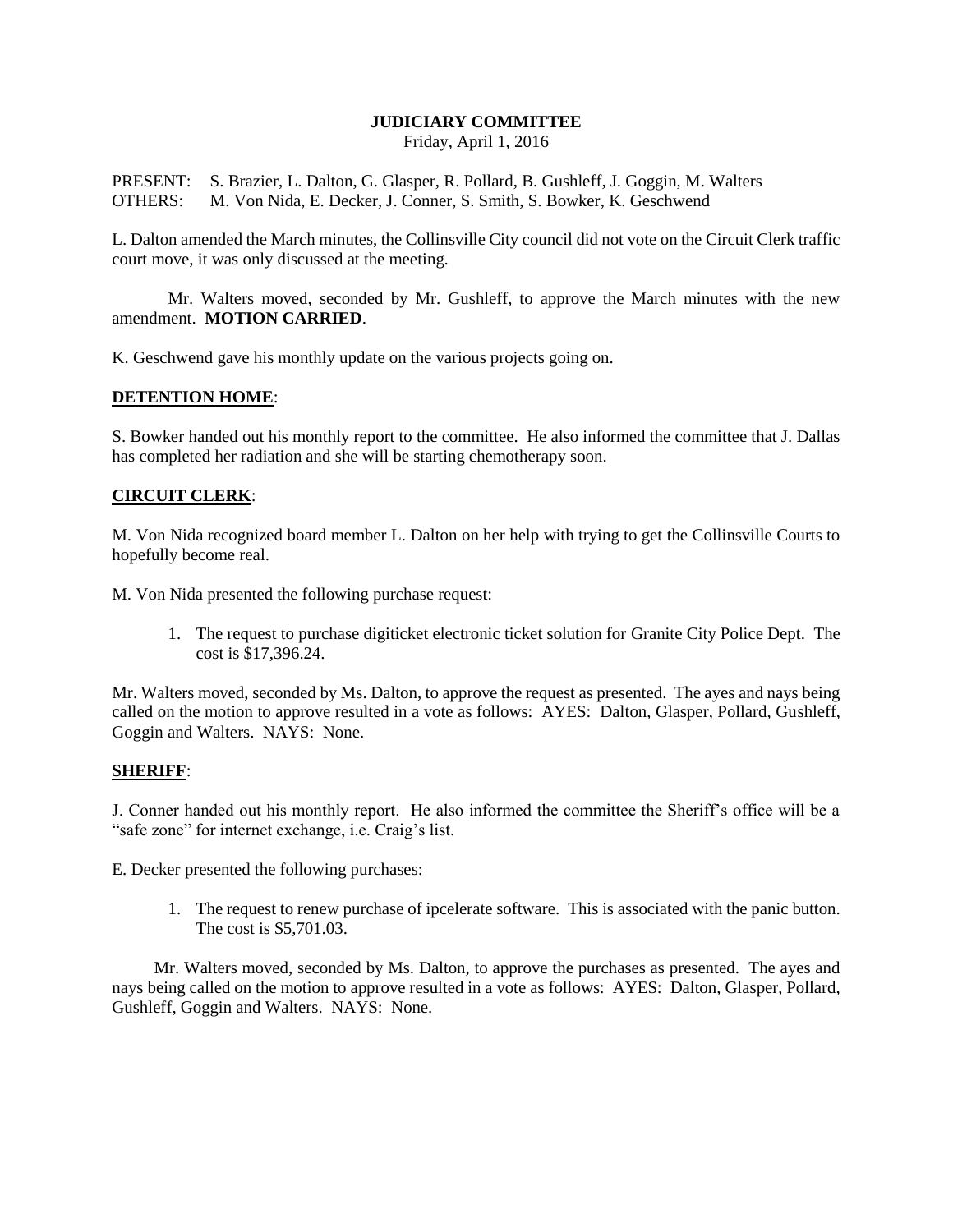# JUDICIARY COMMITTEE

Friday, April 1, 2016

PRESENT: S. Brazier, L. Dalton, G. Glasper, R. Pollard, B. Gushleff, J. Goggin, M. Walters
OTHERS: M. Von Nida, E. Decker, J. Conner, S. Smith, S. Bowker, K. Geschwend

L. Dalton amended the March minutes, the Collinsville City council did not vote on the Circuit Clerk traffic court move, it was only discussed at the meeting.

Mr. Walters moved, seconded by Mr. Gushleff, to approve the March minutes with the new amendment. **MOTION CARRIED**.

K. Geschwend gave his monthly update on the various projects going on.

## DETENTION HOME:

S. Bowker handed out his monthly report to the committee. He also informed the committee that J. Dallas has completed her radiation and she will be starting chemotherapy soon.

## CIRCUIT CLERK:

M. Von Nida recognized board member L. Dalton on her help with trying to get the Collinsville Courts to hopefully become real.

M. Von Nida presented the following purchase request:

1. The request to purchase digiticket electronic ticket solution for Granite City Police Dept. The cost is $17,396.24.

Mr. Walters moved, seconded by Ms. Dalton, to approve the request as presented. The ayes and nays being called on the motion to approve resulted in a vote as follows: AYES: Dalton, Glasper, Pollard, Gushleff, Goggin and Walters. NAYS: None.

## SHERIFF:

J. Conner handed out his monthly report. He also informed the committee the Sheriff's office will be a "safe zone" for internet exchange, i.e. Craig's list.

E. Decker presented the following purchases:

1. The request to renew purchase of ipcelerate software. This is associated with the panic button. The cost is $5,701.03.

Mr. Walters moved, seconded by Ms. Dalton, to approve the purchases as presented. The ayes and nays being called on the motion to approve resulted in a vote as follows: AYES: Dalton, Glasper, Pollard, Gushleff, Goggin and Walters. NAYS: None.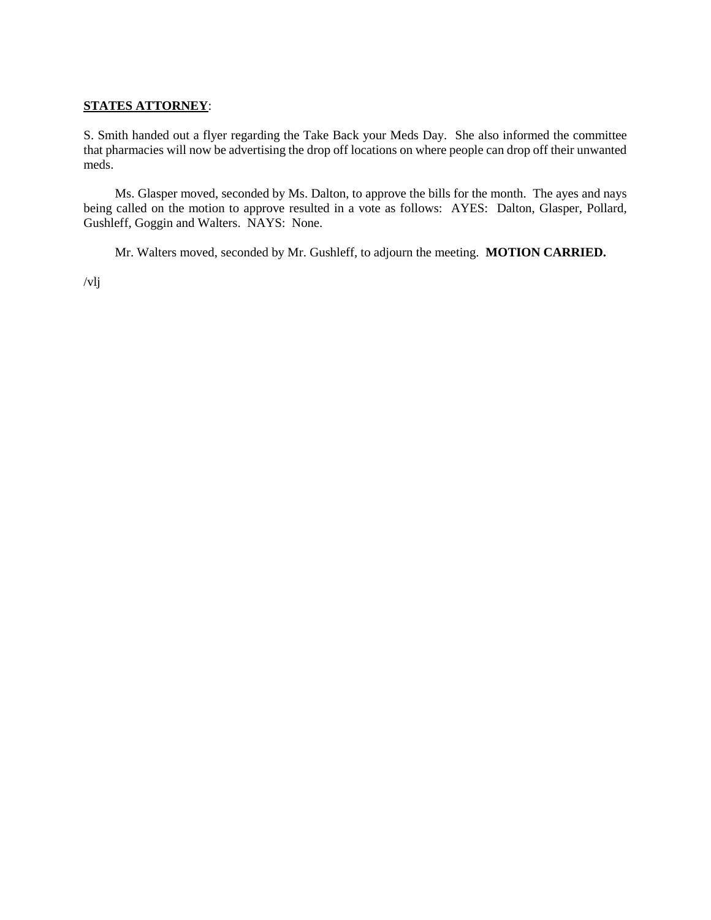**STATES ATTORNEY**:

S. Smith handed out a flyer regarding the Take Back your Meds Day. She also informed the committee that pharmacies will now be advertising the drop off locations on where people can drop off their unwanted meds.

Ms. Glasper moved, seconded by Ms. Dalton, to approve the bills for the month. The ayes and nays being called on the motion to approve resulted in a vote as follows: AYES: Dalton, Glasper, Pollard, Gushleff, Goggin and Walters. NAYS: None.

Mr. Walters moved, seconded by Mr. Gushleff, to adjourn the meeting. **MOTION CARRIED.**

/vlj